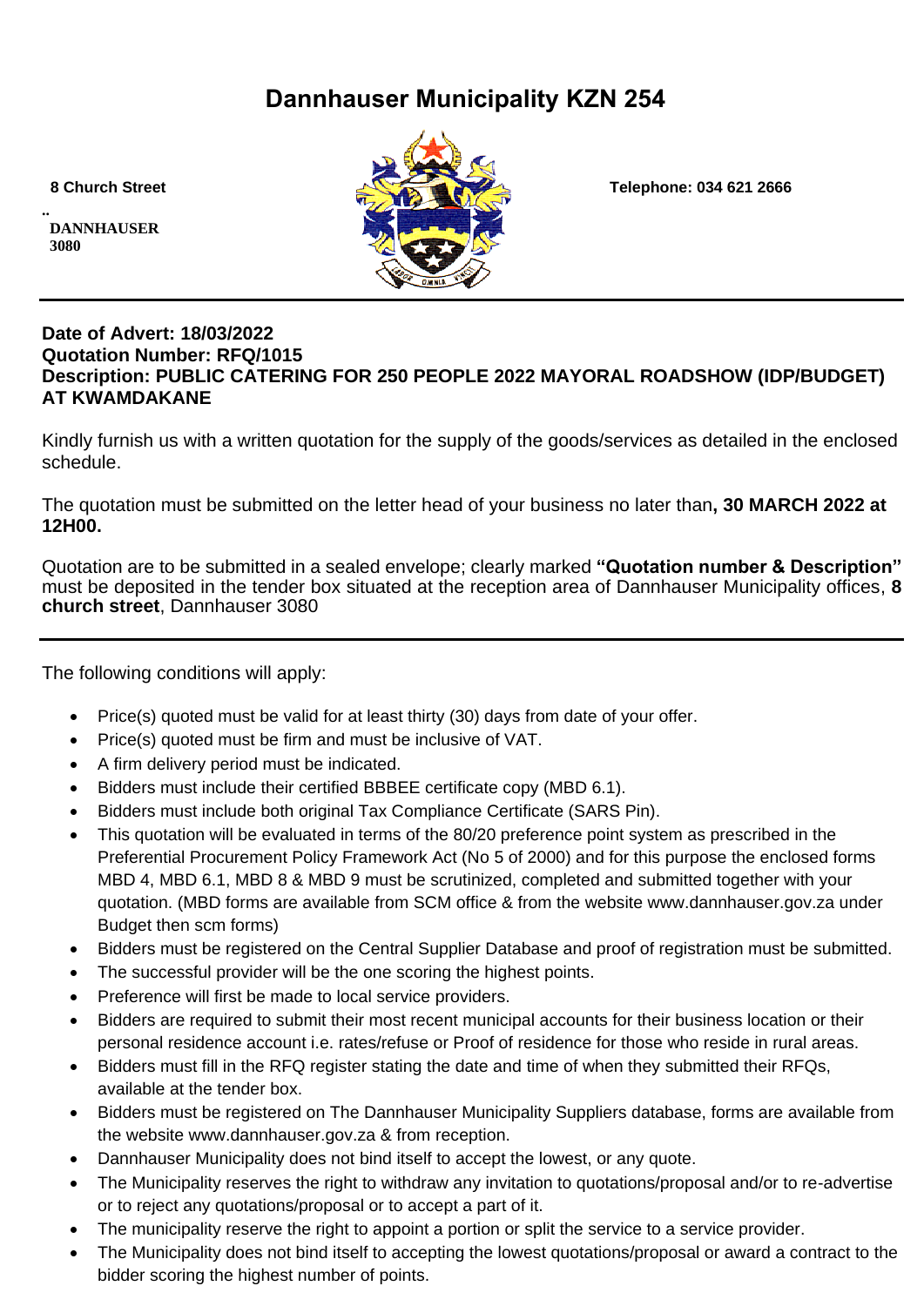# Dannhauser Municipality KZN 254

8 Church Street

..
DANNHAUSER
3080

Telephone: 034 621 2666

**Date of Advert: 18/03/2022**
**Quotation Number: RFQ/1015**
**Description: PUBLIC CATERING FOR 250 PEOPLE 2022 MAYORAL ROADSHOW (IDP/BUDGET) AT KWAMDAKANE**

Kindly furnish us with a written quotation for the supply of the goods/services as detailed in the enclosed schedule.

The quotation must be submitted on the letter head of your business no later than**, 30 MARCH 2022 at 12H00.**

Quotation are to be submitted in a sealed envelope; clearly marked **"Quotation number & Description"** must be deposited in the tender box situated at the reception area of Dannhauser Municipality offices, **8 church street**, Dannhauser 3080

---

The following conditions will apply:

- Price(s) quoted must be valid for at least thirty (30) days from date of your offer.
- Price(s) quoted must be firm and must be inclusive of VAT.
- A firm delivery period must be indicated.
- Bidders must include their certified BBBEE certificate copy (MBD 6.1).
- Bidders must include both original Tax Compliance Certificate (SARS Pin).
- This quotation will be evaluated in terms of the 80/20 preference point system as prescribed in the Preferential Procurement Policy Framework Act (No 5 of 2000) and for this purpose the enclosed forms MBD 4, MBD 6.1, MBD 8 & MBD 9 must be scrutinized, completed and submitted together with your quotation. (MBD forms are available from SCM office & from the website www.dannhauser.gov.za under Budget then scm forms)
- Bidders must be registered on the Central Supplier Database and proof of registration must be submitted.
- The successful provider will be the one scoring the highest points.
- Preference will first be made to local service providers.
- Bidders are required to submit their most recent municipal accounts for their business location or their personal residence account i.e. rates/refuse or Proof of residence for those who reside in rural areas.
- Bidders must fill in the RFQ register stating the date and time of when they submitted their RFQs, available at the tender box.
- Bidders must be registered on The Dannhauser Municipality Suppliers database, forms are available from the website www.dannhauser.gov.za & from reception.
- Dannhauser Municipality does not bind itself to accept the lowest, or any quote.
- The Municipality reserves the right to withdraw any invitation to quotations/proposal and/or to re-advertise or to reject any quotations/proposal or to accept a part of it.
- The municipality reserve the right to appoint a portion or split the service to a service provider.
- The Municipality does not bind itself to accepting the lowest quotations/proposal or award a contract to the bidder scoring the highest number of points.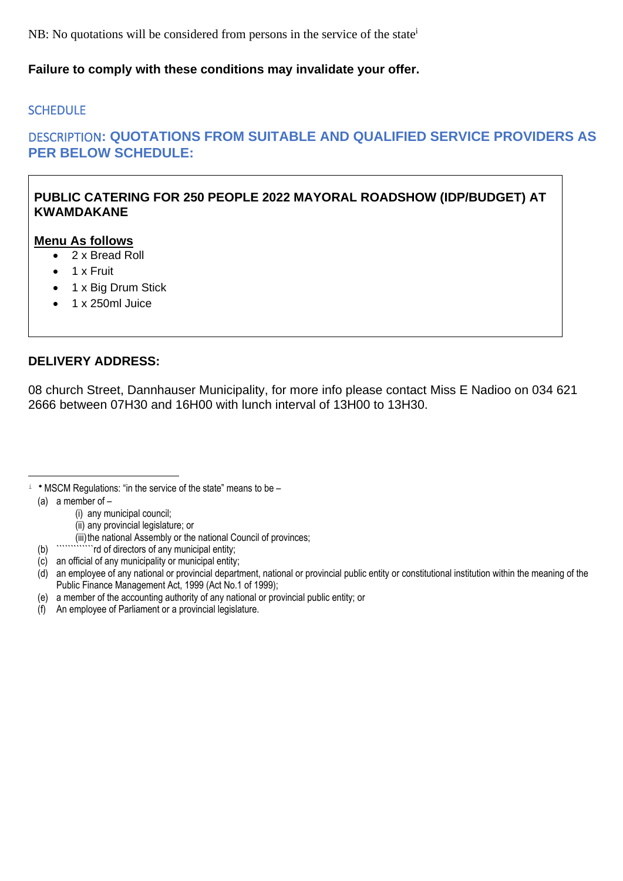NB: No quotations will be considered from persons in the service of the state[i]

**Failure to comply with these conditions may invalidate your offer.**

SCHEDULE

DESCRIPTION: **QUOTATIONS FROM SUITABLE AND QUALIFIED SERVICE PROVIDERS AS PER BELOW SCHEDULE:**

**PUBLIC CATERING FOR 250 PEOPLE 2022 MAYORAL ROADSHOW (IDP/BUDGET) AT KWAMDAKANE**

**Menu As follows**

- 2 x Bread Roll
- 1 x Fruit
- 1 x Big Drum Stick
- 1 x 250ml Juice

**DELIVERY ADDRESS:**

08 church Street, Dannhauser Municipality, for more info please contact Miss E Nadioo on 034 621 2666 between 07H30 and 16H00 with lunch interval of 13H00 to 13H30.

---

[i] * MSCM Regulations: "in the service of the state" means to be –

(a) a member of –
  (i) any municipal council;
  (ii) any provincial legislature; or
  (iii) the national Assembly or the national Council of provinces;

(b) ````````````rd of directors of any municipal entity;

(c) an official of any municipality or municipal entity;

(d) an employee of any national or provincial department, national or provincial public entity or constitutional institution within the meaning of the Public Finance Management Act, 1999 (Act No.1 of 1999);

(e) a member of the accounting authority of any national or provincial public entity; or

(f) An employee of Parliament or a provincial legislature.